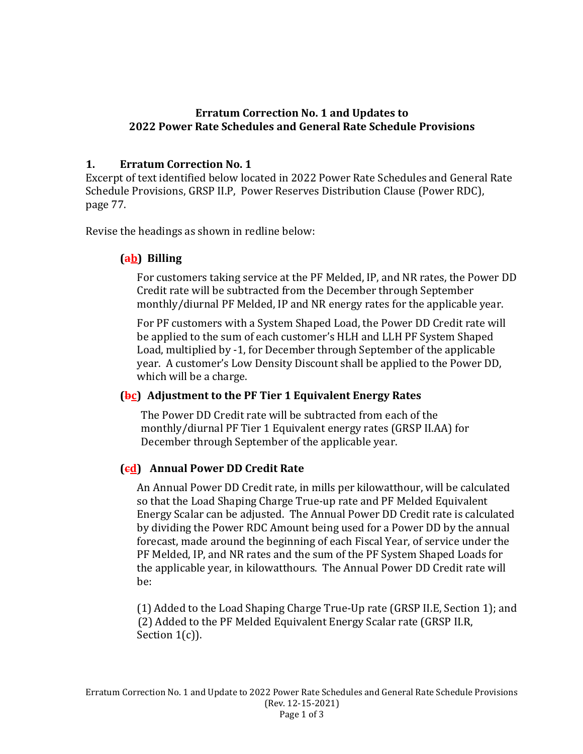**Erratum Correction No. 1 and Updates to**
**2022 Power Rate Schedules and General Rate Schedule Provisions**

## 1. Erratum Correction No. 1

Excerpt of text identified below located in 2022 Power Rate Schedules and General Rate Schedule Provisions, GRSP II.P, Power Reserves Distribution Clause (Power RDC), page 77.

Revise the headings as shown in redline below:

### (~~a~~b) Billing

For customers taking service at the PF Melded, IP, and NR rates, the Power DD Credit rate will be subtracted from the December through September monthly/diurnal PF Melded, IP and NR energy rates for the applicable year.

For PF customers with a System Shaped Load, the Power DD Credit rate will be applied to the sum of each customer's HLH and LLH PF System Shaped Load, multiplied by -1, for December through September of the applicable year. A customer's Low Density Discount shall be applied to the Power DD, which will be a charge.

### (~~b~~c) Adjustment to the PF Tier 1 Equivalent Energy Rates

The Power DD Credit rate will be subtracted from each of the monthly/diurnal PF Tier 1 Equivalent energy rates (GRSP II.AA) for December through September of the applicable year.

### (~~c~~d) Annual Power DD Credit Rate

An Annual Power DD Credit rate, in mills per kilowatthour, will be calculated so that the Load Shaping Charge True-up rate and PF Melded Equivalent Energy Scalar can be adjusted. The Annual Power DD Credit rate is calculated by dividing the Power RDC Amount being used for a Power DD by the annual forecast, made around the beginning of each Fiscal Year, of service under the PF Melded, IP, and NR rates and the sum of the PF System Shaped Loads for the applicable year, in kilowatthours. The Annual Power DD Credit rate will be:

(1) Added to the Load Shaping Charge True-Up rate (GRSP II.E, Section 1); and
(2) Added to the PF Melded Equivalent Energy Scalar rate (GRSP II.R, Section 1(c)).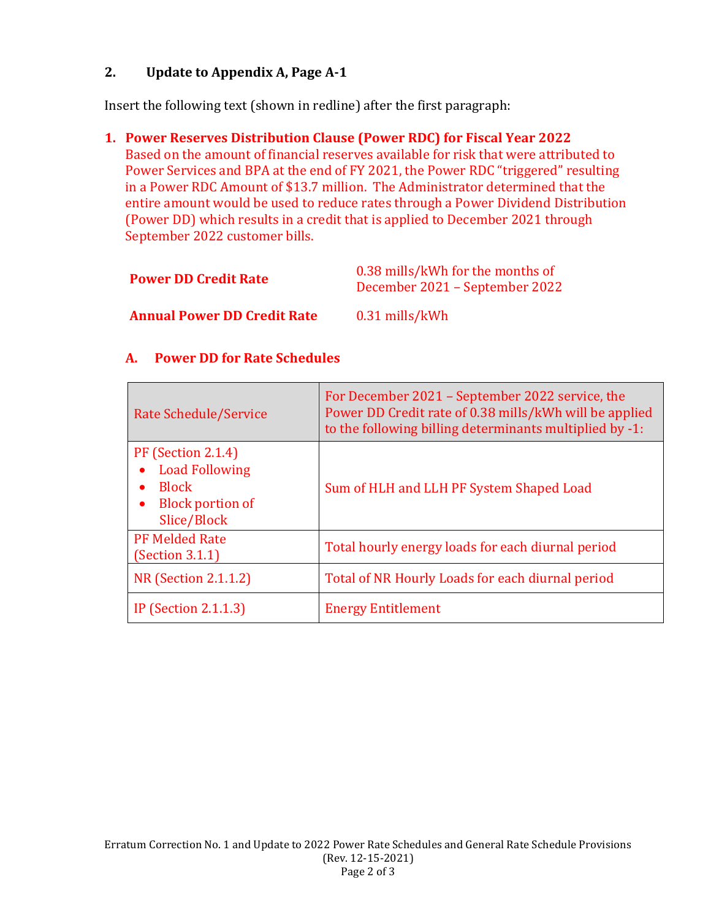## 2. Update to Appendix A, Page A-1

Insert the following text (shown in redline) after the first paragraph:

1. **Power Reserves Distribution Clause (Power RDC) for Fiscal Year 2022**
   Based on the amount of financial reserves available for risk that were attributed to Power Services and BPA at the end of FY 2021, the Power RDC "triggered" resulting in a Power RDC Amount of $13.7 million. The Administrator determined that the entire amount would be used to reduce rates through a Power Dividend Distribution (Power DD) which results in a credit that is applied to December 2021 through September 2022 customer bills.

| | |
|---|---|
| **Power DD Credit Rate** | 0.38 mills/kWh for the months of December 2021 – September 2022 |
| **Annual Power DD Credit Rate** | 0.31 mills/kWh |

### A. Power DD for Rate Schedules

| Rate Schedule/Service | For December 2021 – September 2022 service, the Power DD Credit rate of 0.38 mills/kWh will be applied to the following billing determinants multiplied by -1: |
|---|---|
| PF (Section 2.1.4)<br>• Load Following<br>• Block<br>• Block portion of Slice/Block | Sum of HLH and LLH PF System Shaped Load |
| PF Melded Rate (Section 3.1.1) | Total hourly energy loads for each diurnal period |
| NR (Section 2.1.1.2) | Total of NR Hourly Loads for each diurnal period |
| IP (Section 2.1.1.3) | Energy Entitlement |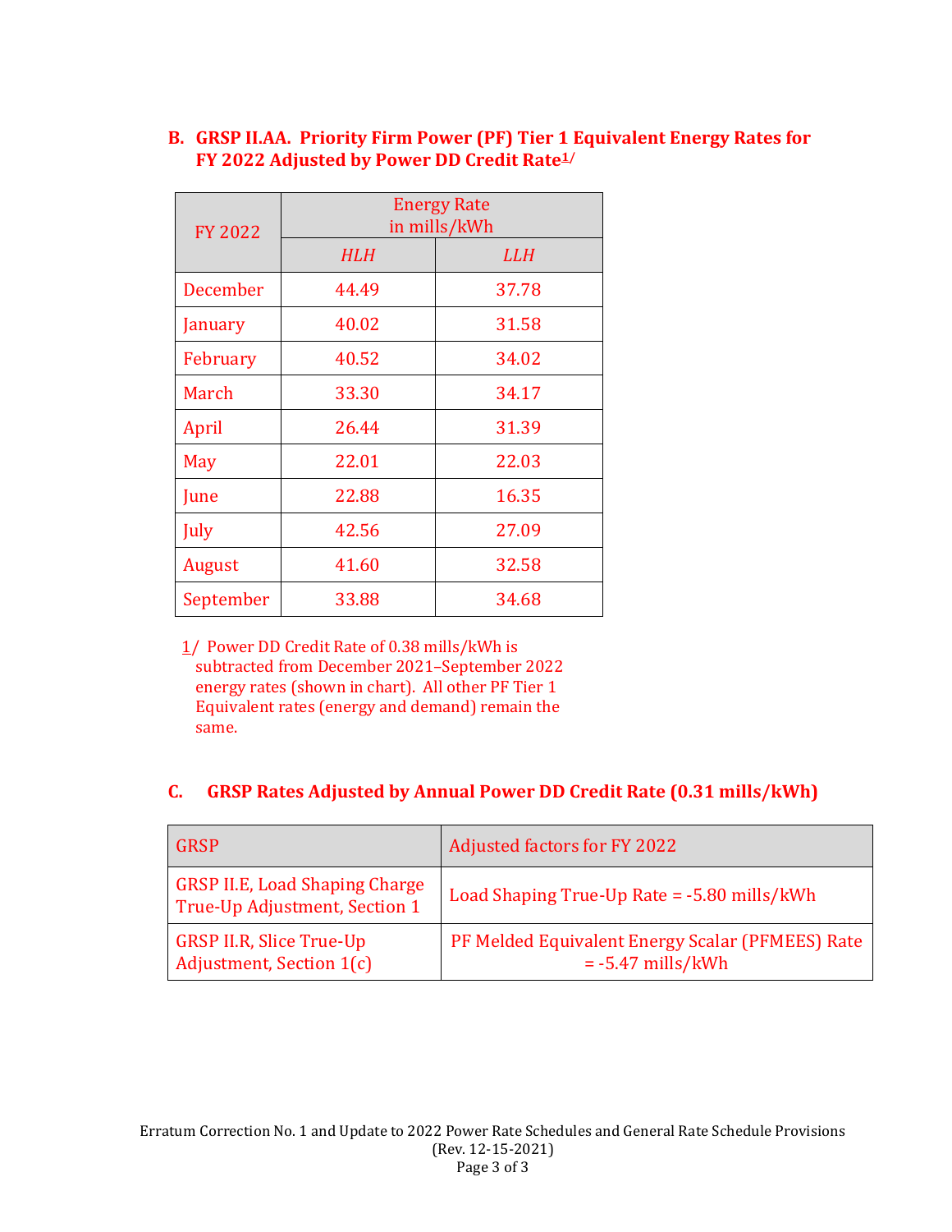## B. GRSP II.AA. Priority Firm Power (PF) Tier 1 Equivalent Energy Rates for FY 2022 Adjusted by Power DD Credit Rate[1]/

| FY 2022 | Energy Rate in mills/kWh | |
|---|---|---|
| | *HLH* | *LLH* |
| December | 44.49 | 37.78 |
| January | 40.02 | 31.58 |
| February | 40.52 | 34.02 |
| March | 33.30 | 34.17 |
| April | 26.44 | 31.39 |
| May | 22.01 | 22.03 |
| June | 22.88 | 16.35 |
| July | 42.56 | 27.09 |
| August | 41.60 | 32.58 |
| September | 33.88 | 34.68 |

1/ Power DD Credit Rate of 0.38 mills/kWh is subtracted from December 2021–September 2022 energy rates (shown in chart). All other PF Tier 1 Equivalent rates (energy and demand) remain the same.

## C. GRSP Rates Adjusted by Annual Power DD Credit Rate (0.31 mills/kWh)

| GRSP | Adjusted factors for FY 2022 |
|---|---|
| GRSP II.E, Load Shaping Charge True-Up Adjustment, Section 1 | Load Shaping True-Up Rate = -5.80 mills/kWh |
| GRSP II.R, Slice True-Up Adjustment, Section 1(c) | PF Melded Equivalent Energy Scalar (PFMEES) Rate = -5.47 mills/kWh |